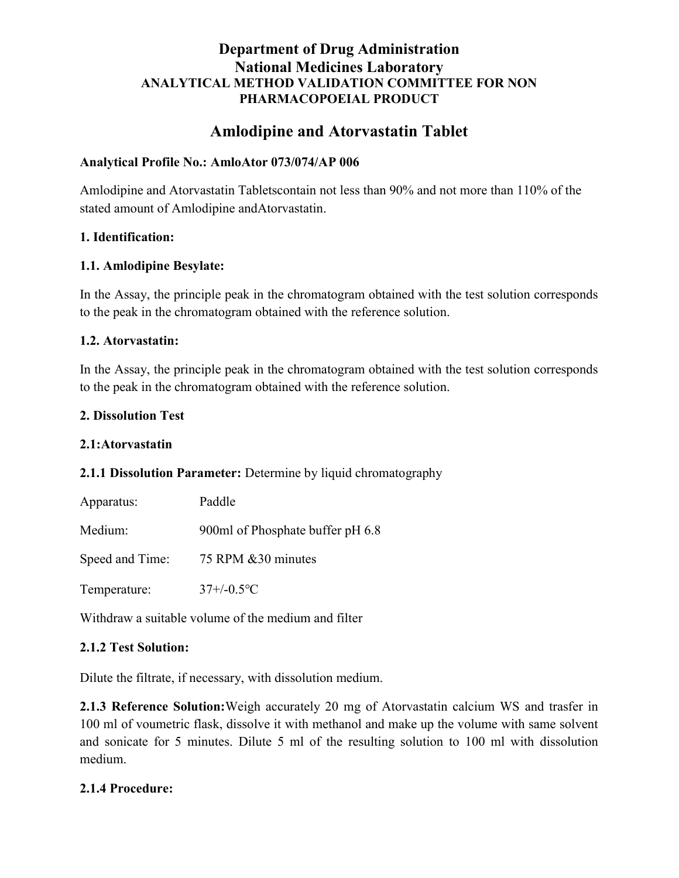# Department of Drug Administration
# National Medicines Laboratory
### ANALYTICAL METHOD VALIDATION COMMITTEE FOR NON PHARMACOPOEIAL PRODUCT

## Amlodipine and Atorvastatin Tablet

**Analytical Profile No.: AmloAtor 073/074/AP 006**

Amlodipine and Atorvastatin Tabletscontain not less than 90% and not more than 110% of the stated amount of Amlodipine andAtorvastatin.

**1. Identification:**

**1.1. Amlodipine Besylate:**

In the Assay, the principle peak in the chromatogram obtained with the test solution corresponds to the peak in the chromatogram obtained with the reference solution.

**1.2. Atorvastatin:**

In the Assay, the principle peak in the chromatogram obtained with the test solution corresponds to the peak in the chromatogram obtained with the reference solution.

**2. Dissolution Test**

**2.1:Atorvastatin**

**2.1.1 Dissolution Parameter:** Determine by liquid chromatography

| | |
|---|---|
| Apparatus: | Paddle |
| Medium: | 900ml of Phosphate buffer pH 6.8 |
| Speed and Time: | 75 RPM &30 minutes |
| Temperature: | 37+/-0.5°C |

Withdraw a suitable volume of the medium and filter

**2.1.2 Test Solution:**

Dilute the filtrate, if necessary, with dissolution medium.

**2.1.3 Reference Solution:**Weigh accurately 20 mg of Atorvastatin calcium WS and trasfer in 100 ml of voumetric flask, dissolve it with methanol and make up the volume with same solvent and sonicate for 5 minutes. Dilute 5 ml of the resulting solution to 100 ml with dissolution medium.

**2.1.4 Procedure:**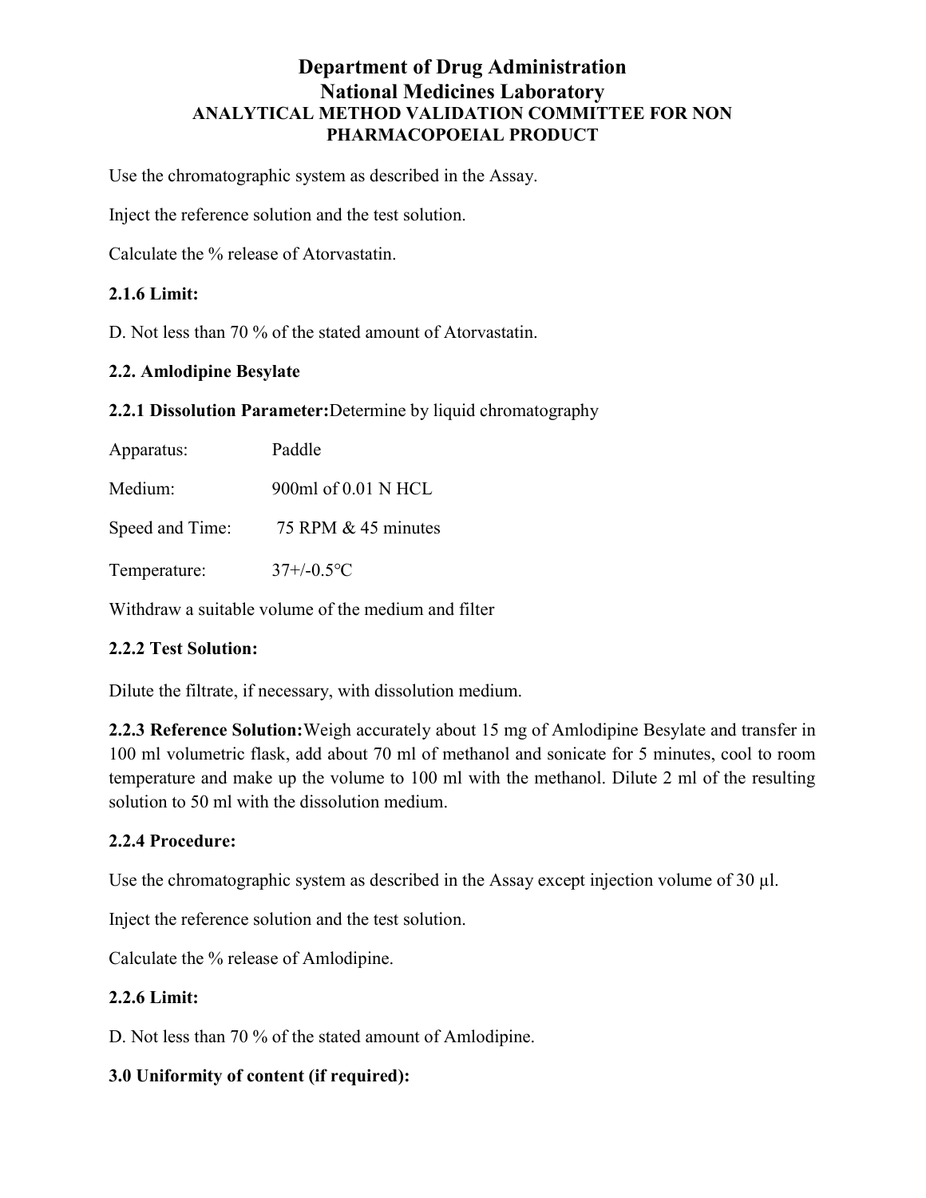# Department of Drug Administration
# National Medicines Laboratory
## ANALYTICAL METHOD VALIDATION COMMITTEE FOR NON PHARMACOPOEIAL PRODUCT

Use the chromatographic system as described in the Assay.

Inject the reference solution and the test solution.

Calculate the % release of Atorvastatin.

**2.1.6 Limit:**

D. Not less than 70 % of the stated amount of Atorvastatin.

**2.2. Amlodipine Besylate**

**2.2.1 Dissolution Parameter:** Determine by liquid chromatography

| | |
|---|---|
| Apparatus: | Paddle |
| Medium: | 900ml of 0.01 N HCL |
| Speed and Time: | 75 RPM & 45 minutes |
| Temperature: | 37+/-0.5°C |

Withdraw a suitable volume of the medium and filter

**2.2.2 Test Solution:**

Dilute the filtrate, if necessary, with dissolution medium.

**2.2.3 Reference Solution:** Weigh accurately about 15 mg of Amlodipine Besylate and transfer in 100 ml volumetric flask, add about 70 ml of methanol and sonicate for 5 minutes, cool to room temperature and make up the volume to 100 ml with the methanol. Dilute 2 ml of the resulting solution to 50 ml with the dissolution medium.

**2.2.4 Procedure:**

Use the chromatographic system as described in the Assay except injection volume of 30 μl.

Inject the reference solution and the test solution.

Calculate the % release of Amlodipine.

**2.2.6 Limit:**

D. Not less than 70 % of the stated amount of Amlodipine.

**3.0 Uniformity of content (if required):**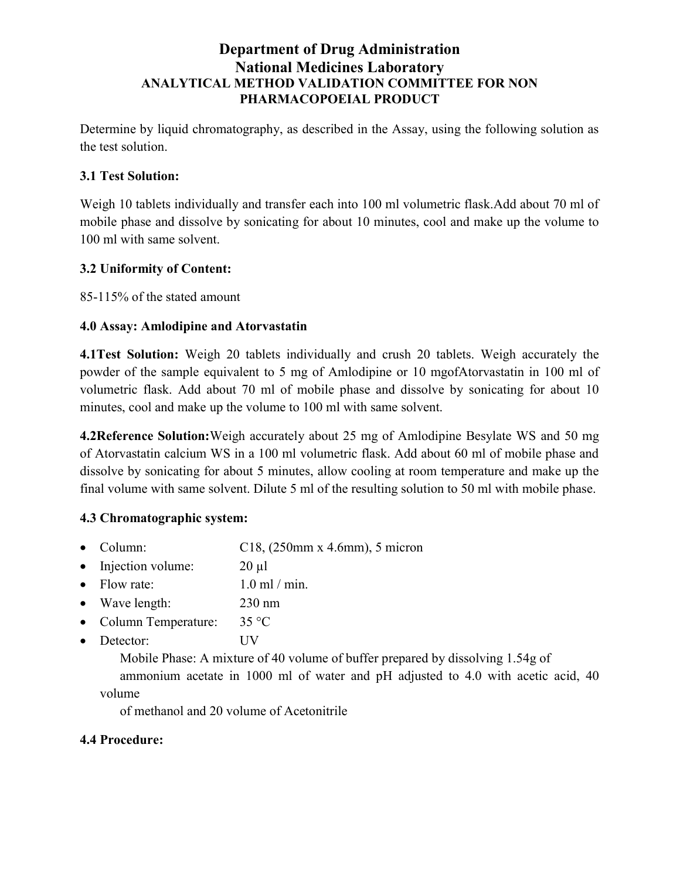# Department of Drug Administration
# National Medicines Laboratory
## ANALYTICAL METHOD VALIDATION COMMITTEE FOR NON PHARMACOPOEIAL PRODUCT

Determine by liquid chromatography, as described in the Assay, using the following solution as the test solution.

### 3.1 Test Solution:

Weigh 10 tablets individually and transfer each into 100 ml volumetric flask.Add about 70 ml of mobile phase and dissolve by sonicating for about 10 minutes, cool and make up the volume to 100 ml with same solvent.

### 3.2 Uniformity of Content:

85-115% of the stated amount

### 4.0 Assay: Amlodipine and Atorvastatin

**4.1Test Solution:** Weigh 20 tablets individually and crush 20 tablets. Weigh accurately the powder of the sample equivalent to 5 mg of Amlodipine or 10 mgofAtorvastatin in 100 ml of volumetric flask. Add about 70 ml of mobile phase and dissolve by sonicating for about 10 minutes, cool and make up the volume to 100 ml with same solvent.

**4.2Reference Solution:**Weigh accurately about 25 mg of Amlodipine Besylate WS and 50 mg of Atorvastatin calcium WS in a 100 ml volumetric flask. Add about 60 ml of mobile phase and dissolve by sonicating for about 5 minutes, allow cooling at room temperature and make up the final volume with same solvent. Dilute 5 ml of the resulting solution to 50 ml with mobile phase.

### 4.3 Chromatographic system:

- Column: C18, (250mm x 4.6mm), 5 micron
- Injection volume: 20 µl
- Flow rate: 1.0 ml / min.
- Wave length: 230 nm
- Column Temperature: 35 °C
- Detector: UV

Mobile Phase: A mixture of 40 volume of buffer prepared by dissolving 1.54g of ammonium acetate in 1000 ml of water and pH adjusted to 4.0 with acetic acid, 40 volume of methanol and 20 volume of Acetonitrile

### 4.4 Procedure: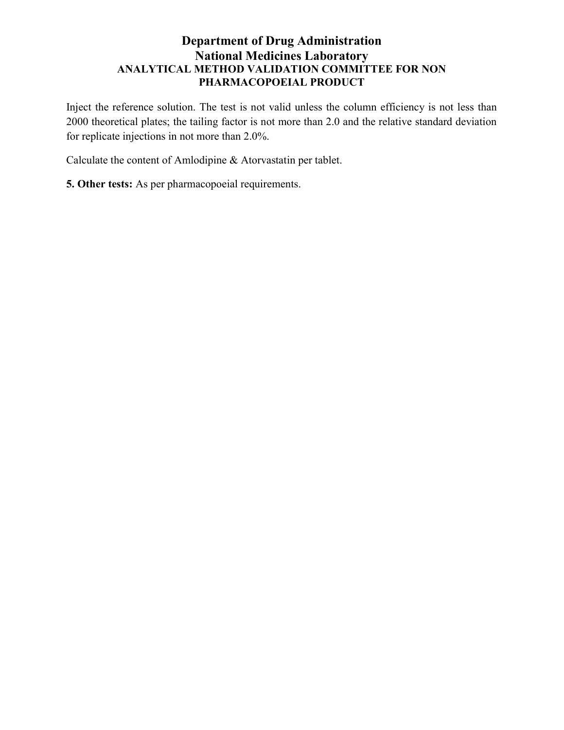Inject the reference solution. The test is not valid unless the column efficiency is not less than 2000 theoretical plates; the tailing factor is not more than 2.0 and the relative standard deviation for replicate injections in not more than 2.0%.

Calculate the content of Amlodipine & Atorvastatin per tablet.

**5. Other tests:** As per pharmacopoeial requirements.